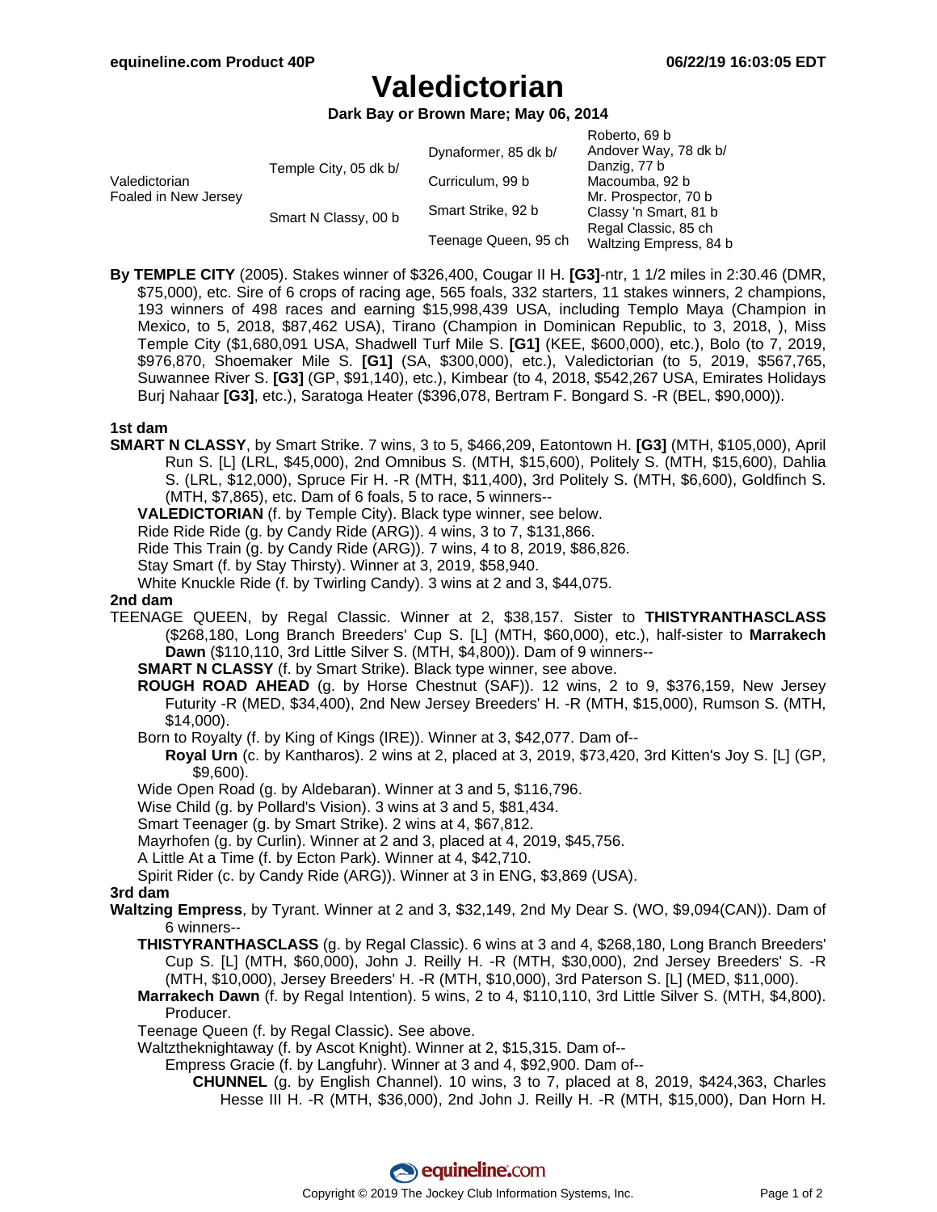# Valedictorian

**Dark Bay or Brown Mare; May 06, 2014**

| | | | |
|---|---|---|---|
| Valedictorian Foaled in New Jersey | Temple City, 05 dk b/ | Dynaformer, 85 dk b/ | Roberto, 69 b |
| | | | Andover Way, 78 dk b/ |
| | | Curriculum, 99 b | Danzig, 77 b |
| | | | Macoumba, 92 b |
| | Smart N Classy, 00 b | Smart Strike, 92 b | Mr. Prospector, 70 b |
| | | | Classy 'n Smart, 81 b |
| | | Teenage Queen, 95 ch | Regal Classic, 85 ch |
| | | | Waltzing Empress, 84 b |

**By TEMPLE CITY** (2005). Stakes winner of $326,400, Cougar II H. **[G3]**-ntr, 1 1/2 miles in 2:30.46 (DMR, $75,000), etc. Sire of 6 crops of racing age, 565 foals, 332 starters, 11 stakes winners, 2 champions, 193 winners of 498 races and earning $15,998,439 USA, including Templo Maya (Champion in Mexico, to 5, 2018, $87,462 USA), Tirano (Champion in Dominican Republic, to 3, 2018, ), Miss Temple City ($1,680,091 USA, Shadwell Turf Mile S. **[G1]** (KEE, $600,000), etc.), Bolo (to 7, 2019, $976,870, Shoemaker Mile S. **[G1]** (SA, $300,000), etc.), Valedictorian (to 5, 2019, $567,765, Suwannee River S. **[G3]** (GP, $91,140), etc.), Kimbear (to 4, 2018, $542,267 USA, Emirates Holidays Burj Nahaar **[G3]**, etc.), Saratoga Heater ($396,078, Bertram F. Bongard S. -R (BEL, $90,000)).

### 1st dam

**SMART N CLASSY**, by Smart Strike. 7 wins, 3 to 5, $466,209, Eatontown H. **[G3]** (MTH, $105,000), April Run S. [L] (LRL, $45,000), 2nd Omnibus S. (MTH, $15,600), Politely S. (MTH, $15,600), Dahlia S. (LRL, $12,000), Spruce Fir H. -R (MTH, $11,400), 3rd Politely S. (MTH, $6,600), Goldfinch S. (MTH, $7,865), etc. Dam of 6 foals, 5 to race, 5 winners--

- **VALEDICTORIAN** (f. by Temple City). Black type winner, see below.
- Ride Ride Ride (g. by Candy Ride (ARG)). 4 wins, 3 to 7, $131,866.
- Ride This Train (g. by Candy Ride (ARG)). 7 wins, 4 to 8, 2019, $86,826.
- Stay Smart (f. by Stay Thirsty). Winner at 3, 2019, $58,940.
- White Knuckle Ride (f. by Twirling Candy). 3 wins at 2 and 3, $44,075.

### 2nd dam

TEENAGE QUEEN, by Regal Classic. Winner at 2, $38,157. Sister to **THISTYRANTHASCLASS** ($268,180, Long Branch Breeders' Cup S. [L] (MTH, $60,000), etc.), half-sister to **Marrakech Dawn** ($110,110, 3rd Little Silver S. (MTH, $4,800)). Dam of 9 winners--

- **SMART N CLASSY** (f. by Smart Strike). Black type winner, see above.
- **ROUGH ROAD AHEAD** (g. by Horse Chestnut (SAF)). 12 wins, 2 to 9, $376,159, New Jersey Futurity -R (MED, $34,400), 2nd New Jersey Breeders' H. -R (MTH, $15,000), Rumson S. (MTH, $14,000).
- Born to Royalty (f. by King of Kings (IRE)). Winner at 3, $42,077. Dam of--
  - **Royal Urn** (c. by Kantharos). 2 wins at 2, placed at 3, 2019, $73,420, 3rd Kitten's Joy S. [L] (GP, $9,600).
- Wide Open Road (g. by Aldebaran). Winner at 3 and 5, $116,796.
- Wise Child (g. by Pollard's Vision). 3 wins at 3 and 5, $81,434.
- Smart Teenager (g. by Smart Strike). 2 wins at 4, $67,812.
- Mayrhofen (g. by Curlin). Winner at 2 and 3, placed at 4, 2019, $45,756.
- A Little At a Time (f. by Ecton Park). Winner at 4, $42,710.
- Spirit Rider (c. by Candy Ride (ARG)). Winner at 3 in ENG, $3,869 (USA).

### 3rd dam

**Waltzing Empress**, by Tyrant. Winner at 2 and 3, $32,149, 2nd My Dear S. (WO, $9,094(CAN)). Dam of 6 winners--

- **THISTYRANTHASCLASS** (g. by Regal Classic). 6 wins at 3 and 4, $268,180, Long Branch Breeders' Cup S. [L] (MTH, $60,000), John J. Reilly H. -R (MTH, $30,000), 2nd Jersey Breeders' S. -R (MTH, $10,000), Jersey Breeders' H. -R (MTH, $10,000), 3rd Paterson S. [L] (MED, $11,000).
- **Marrakech Dawn** (f. by Regal Intention). 5 wins, 2 to 4, $110,110, 3rd Little Silver S. (MTH, $4,800). Producer.
- Teenage Queen (f. by Regal Classic). See above.
- Waltztheknightaway (f. by Ascot Knight). Winner at 2, $15,315. Dam of--
  - Empress Gracie (f. by Langfuhr). Winner at 3 and 4, $92,900. Dam of--
    - **CHUNNEL** (g. by English Channel). 10 wins, 3 to 7, placed at 8, 2019, $424,363, Charles Hesse III H. -R (MTH, $36,000), 2nd John J. Reilly H. -R (MTH, $15,000), Dan Horn H.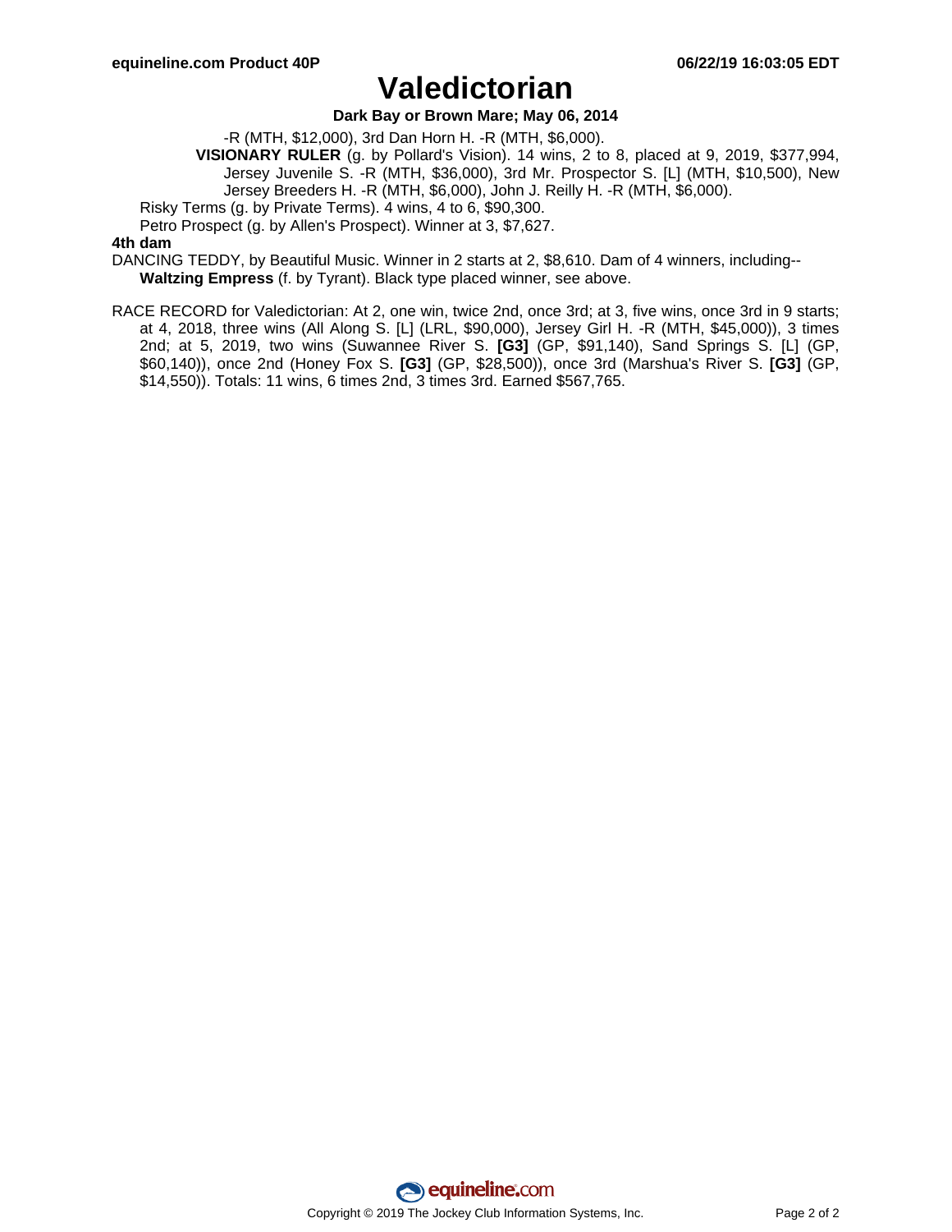# Valedictorian

**Dark Bay or Brown Mare; May 06, 2014**

-R (MTH, $12,000), 3rd Dan Horn H. -R (MTH, $6,000).

**VISIONARY RULER** (g. by Pollard's Vision). 14 wins, 2 to 8, placed at 9, 2019, $377,994, Jersey Juvenile S. -R (MTH, $36,000), 3rd Mr. Prospector S. [L] (MTH, $10,500), New Jersey Breeders H. -R (MTH, $6,000), John J. Reilly H. -R (MTH, $6,000).

Risky Terms (g. by Private Terms). 4 wins, 4 to 6, $90,300.

Petro Prospect (g. by Allen's Prospect). Winner at 3, $7,627.

**4th dam**

DANCING TEDDY, by Beautiful Music. Winner in 2 starts at 2, $8,610. Dam of 4 winners, including--

**Waltzing Empress** (f. by Tyrant). Black type placed winner, see above.

RACE RECORD for Valedictorian: At 2, one win, twice 2nd, once 3rd; at 3, five wins, once 3rd in 9 starts; at 4, 2018, three wins (All Along S. [L] (LRL, $90,000), Jersey Girl H. -R (MTH, $45,000)), 3 times 2nd; at 5, 2019, two wins (Suwannee River S. **[G3]** (GP, $91,140), Sand Springs S. [L] (GP, $60,140)), once 2nd (Honey Fox S. **[G3]** (GP, $28,500)), once 3rd (Marshua's River S. **[G3]** (GP, $14,550)). Totals: 11 wins, 6 times 2nd, 3 times 3rd. Earned $567,765.